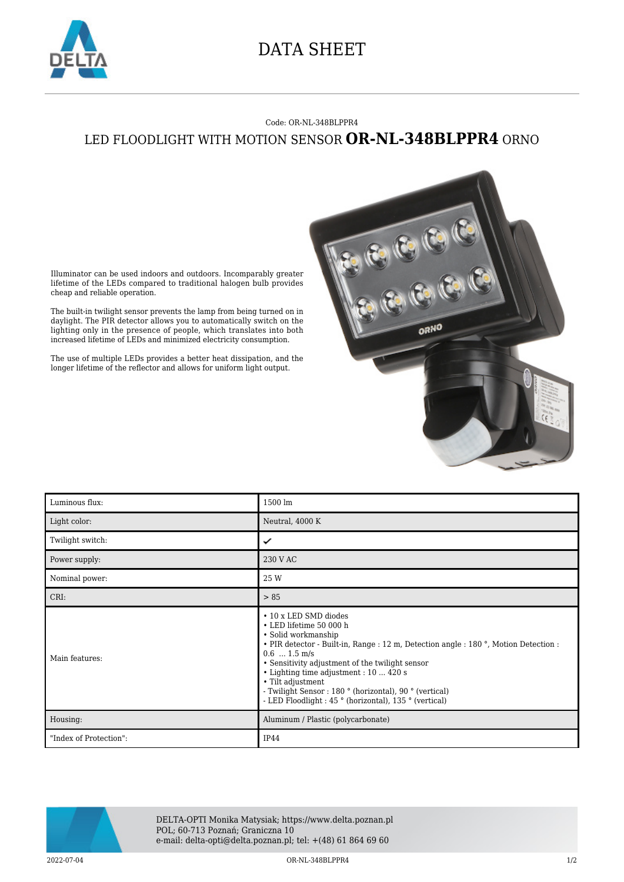# DATA SHEET

Code: OR-NL-348BLPPR4

## LED FLOODLIGHT WITH MOTION SENSOR **OR-NL-348BLPPR4** ORNO

Illuminator can be used indoors and outdoors. Incomparably greater lifetime of the LEDs compared to traditional halogen bulb provides cheap and reliable operation.

The built-in twilight sensor prevents the lamp from being turned on in daylight. The PIR detector allows you to automatically switch on the lighting only in the presence of people, which translates into both increased lifetime of LEDs and minimized electricity consumption.

The use of multiple LEDs provides a better heat dissipation, and the longer lifetime of the reflector and allows for uniform light output.

| | |
|---|---|
| Luminous flux: | 1500 lm |
| Light color: | Neutral, 4000 K |
| Twilight switch: | ✔ |
| Power supply: | 230 V AC |
| Nominal power: | 25 W |
| CRI: | > 85 |
| Main features: | • 10 x LED SMD diodes<br>• LED lifetime 50 000 h<br>• Solid workmanship<br>• PIR detector - Built-in, Range : 12 m, Detection angle : 180 °, Motion Detection : 0.6 ... 1.5 m/s<br>• Sensitivity adjustment of the twilight sensor<br>• Lighting time adjustment : 10 ... 420 s<br>• Tilt adjustment<br>- Twilight Sensor : 180 ° (horizontal), 90 ° (vertical)<br>- LED Floodlight : 45 ° (horizontal), 135 ° (vertical) |
| Housing: | Aluminum / Plastic (polycarbonate) |
| "Index of Protection": | IP44 |

DELTA-OPTI Monika Matysiak; https://www.delta.poznan.pl
POL; 60-713 Poznań; Graniczna 10
e-mail: delta-opti@delta.poznan.pl; tel: +(48) 61 864 69 60

2022-07-04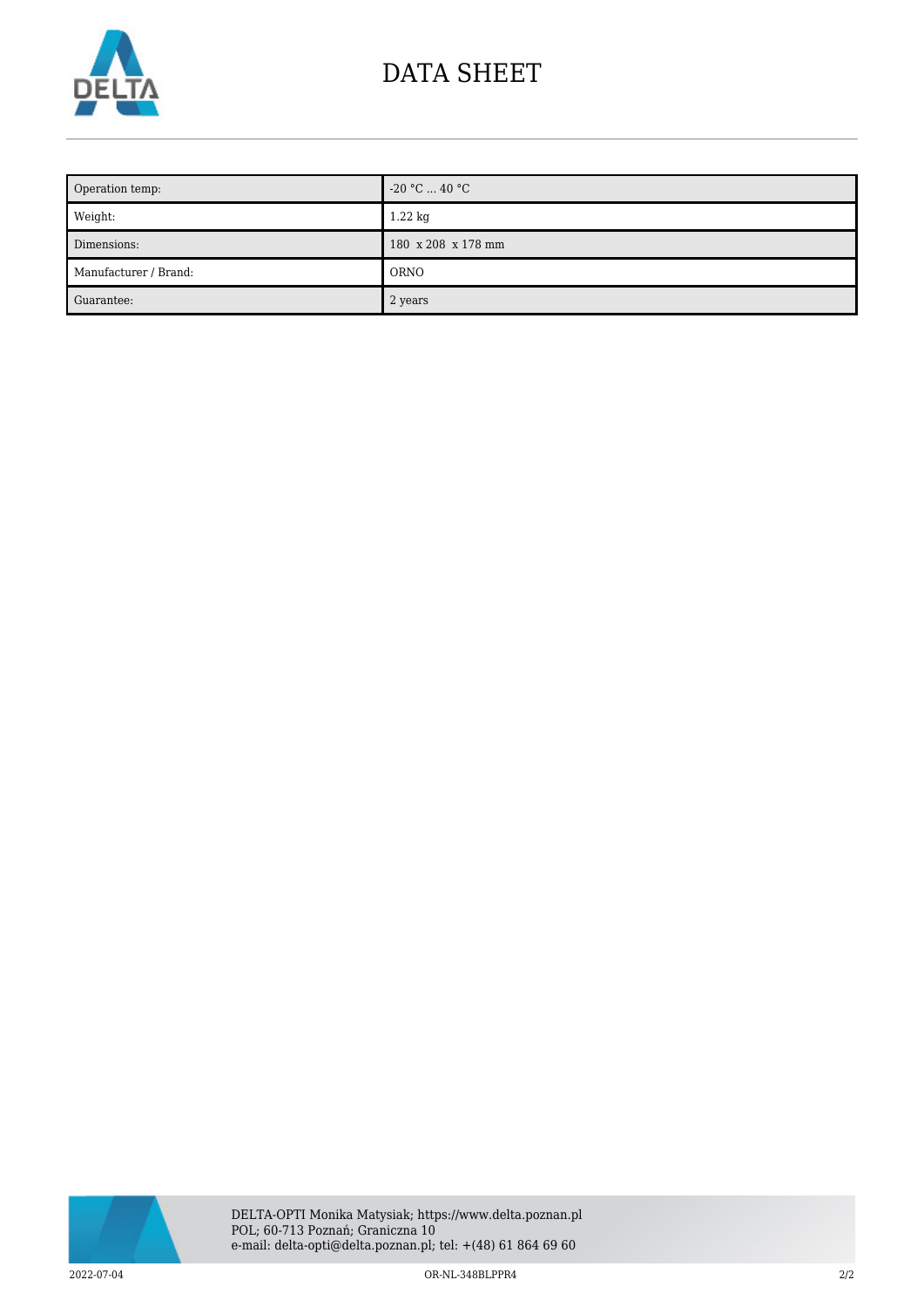# DATA SHEET

| | |
|---|---|
| Operation temp: | -20 °C ... 40 °C |
| Weight: | 1.22 kg |
| Dimensions: | 180 x 208 x 178 mm |
| Manufacturer / Brand: | ORNO |
| Guarantee: | 2 years |

DELTA-OPTI Monika Matysiak; https://www.delta.poznan.pl
POL; 60-713 Poznań; Graniczna 10
e-mail: delta-opti@delta.poznan.pl; tel: +(48) 61 864 69 60

2022-07-04 OR-NL-348BLPPR4